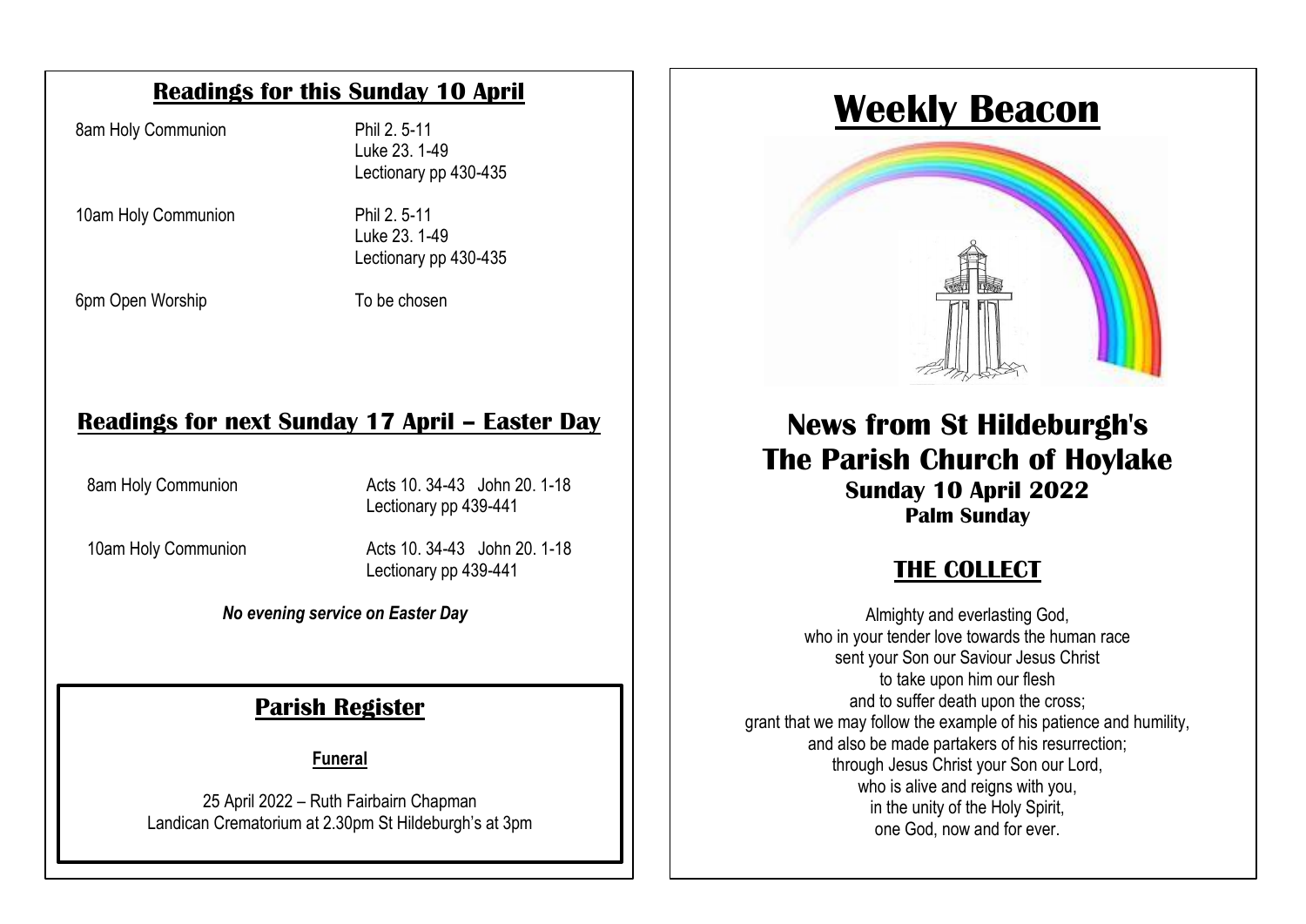## Readings for this Sunday 10 April

| | |
|---|---|
| 8am Holy Communion | Phil 2. 5-11<br>Luke 23. 1-49<br>Lectionary pp 430-435 |
| 10am Holy Communion | Phil 2. 5-11<br>Luke 23. 1-49<br>Lectionary pp 430-435 |
| 6pm Open Worship | To be chosen |

## Readings for next Sunday 17 April – Easter Day

| | |
|---|---|
| 8am Holy Communion | Acts 10. 34-43 John 20. 1-18<br>Lectionary pp 439-441 |
| 10am Holy Communion | Acts 10. 34-43 John 20. 1-18<br>Lectionary pp 439-441 |

***No evening service on Easter Day***

## Parish Register

**Funeral**

25 April 2022 – Ruth Fairbairn Chapman
Landican Crematorium at 2.30pm St Hildeburgh's at 3pm

# Weekly Beacon

## News from St Hildeburgh's
## The Parish Church of Hoylake

### Sunday 10 April 2022
**Palm Sunday**

## THE COLLECT

Almighty and everlasting God,
who in your tender love towards the human race
sent your Son our Saviour Jesus Christ
to take upon him our flesh
and to suffer death upon the cross;
grant that we may follow the example of his patience and humility,
and also be made partakers of his resurrection;
through Jesus Christ your Son our Lord,
who is alive and reigns with you,
in the unity of the Holy Spirit,
one God, now and for ever.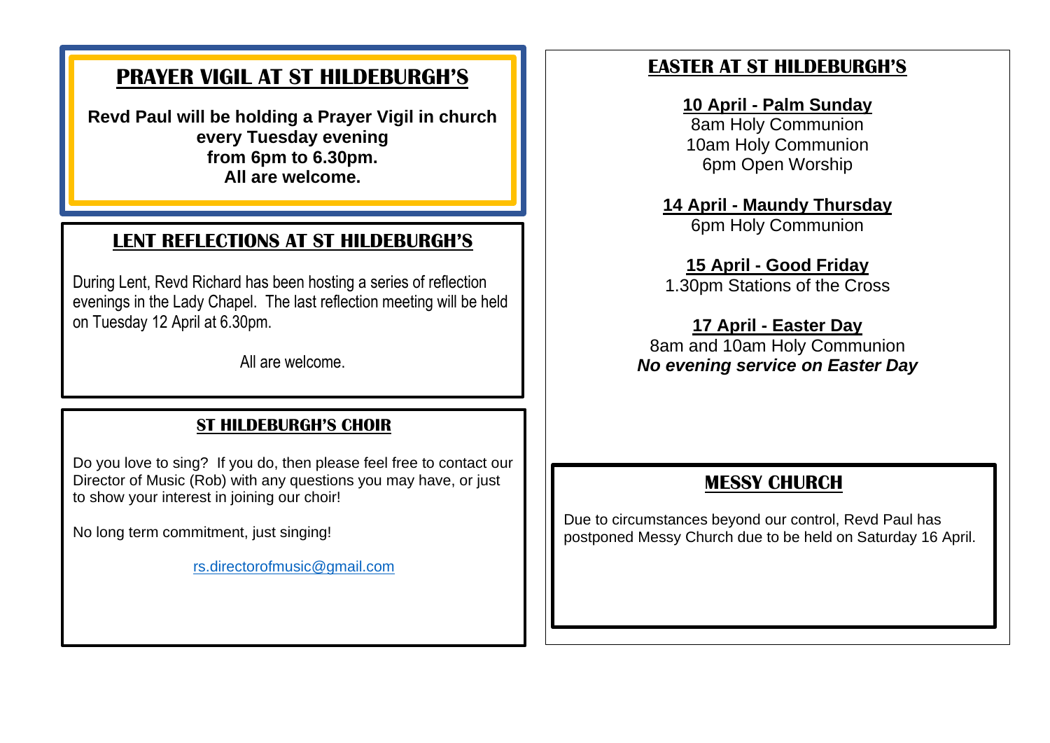## PRAYER VIGIL AT ST HILDEBURGH'S

**Revd Paul will be holding a Prayer Vigil in church every Tuesday evening from 6pm to 6.30pm. All are welcome.**

## LENT REFLECTIONS AT ST HILDEBURGH'S

During Lent, Revd Richard has been hosting a series of reflection evenings in the Lady Chapel. The last reflection meeting will be held on Tuesday 12 April at 6.30pm.

All are welcome.

## ST HILDEBURGH'S CHOIR

Do you love to sing? If you do, then please feel free to contact our Director of Music (Rob) with any questions you may have, or just to show your interest in joining our choir!

No long term commitment, just singing!

rs.directorofmusic@gmail.com

## EASTER AT ST HILDEBURGH'S

**10 April - Palm Sunday**
8am Holy Communion
10am Holy Communion
6pm Open Worship

**14 April - Maundy Thursday**
6pm Holy Communion

**15 April - Good Friday**
1.30pm Stations of the Cross

**17 April - Easter Day**
8am and 10am Holy Communion
***No evening service on Easter Day***

## MESSY CHURCH

Due to circumstances beyond our control, Revd Paul has postponed Messy Church due to be held on Saturday 16 April.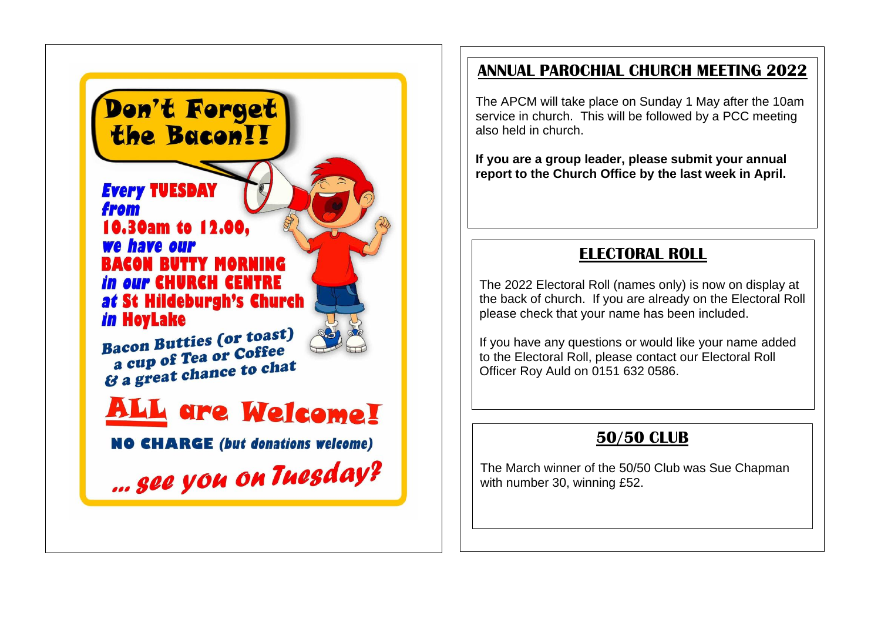# Don't Forget the Bacon!!

**Every TUESDAY from 10.30am to 12.00, we have our BACON BUTTY MORNING in our CHURCH CENTRE at St Hildeburgh's Church in HoyLake**

Bacon Butties (or toast)
a cup of Tea or Coffee
& a great chance to chat

## ALL are Welcome!

**NO CHARGE** *(but donations welcome)*

*... see you on Tuesday?*

## ANNUAL PAROCHIAL CHURCH MEETING 2022

The APCM will take place on Sunday 1 May after the 10am service in church. This will be followed by a PCC meeting also held in church.

**If you are a group leader, please submit your annual report to the Church Office by the last week in April.**

## ELECTORAL ROLL

The 2022 Electoral Roll (names only) is now on display at the back of church. If you are already on the Electoral Roll please check that your name has been included.

If you have any questions or would like your name added to the Electoral Roll, please contact our Electoral Roll Officer Roy Auld on 0151 632 0586.

## 50/50 CLUB

The March winner of the 50/50 Club was Sue Chapman with number 30, winning £52.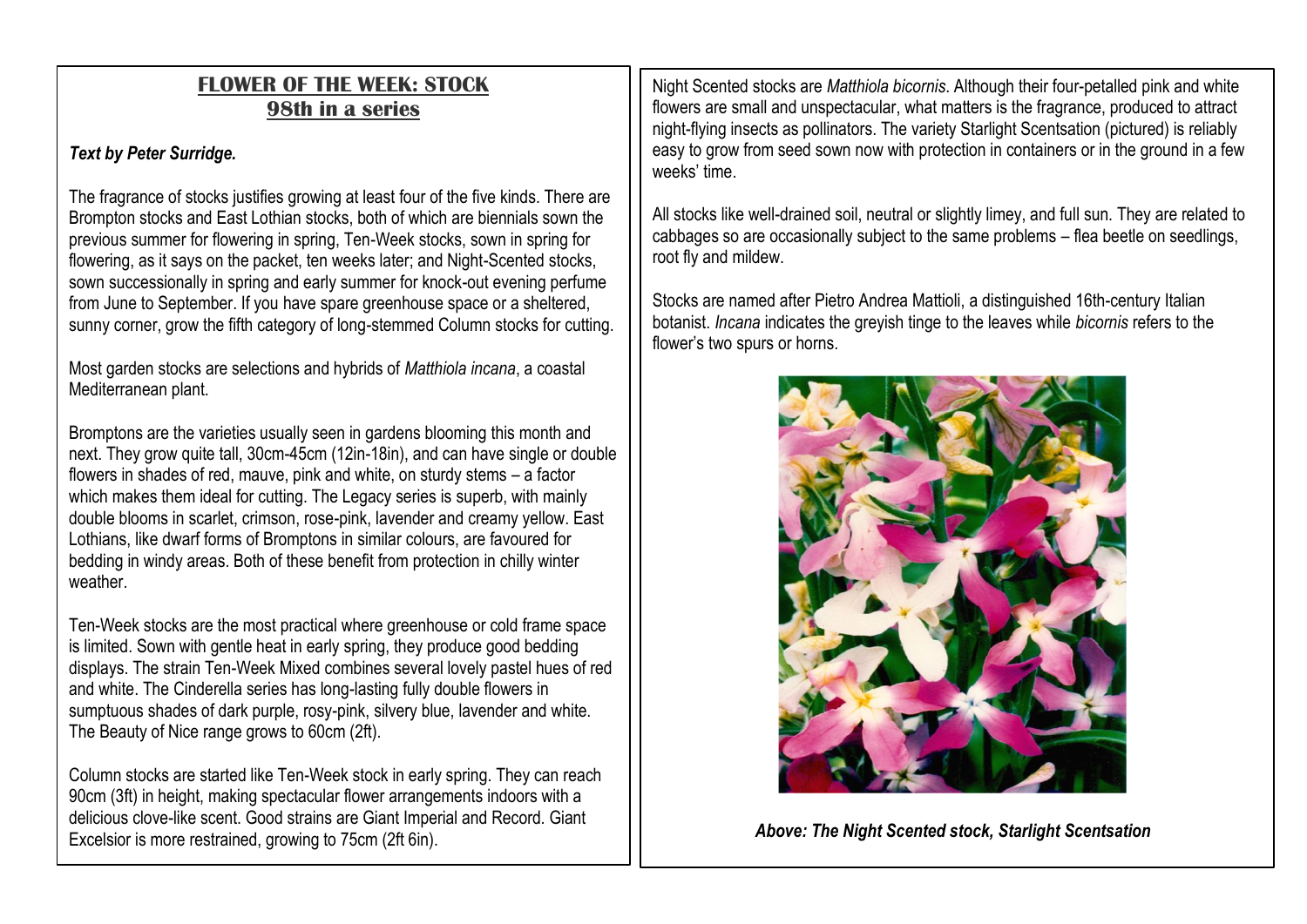## FLOWER OF THE WEEK: STOCK
## 98th in a series

***Text by Peter Surridge.***

The fragrance of stocks justifies growing at least four of the five kinds. There are Brompton stocks and East Lothian stocks, both of which are biennials sown the previous summer for flowering in spring, Ten-Week stocks, sown in spring for flowering, as it says on the packet, ten weeks later; and Night-Scented stocks, sown successionally in spring and early summer for knock-out evening perfume from June to September. If you have spare greenhouse space or a sheltered, sunny corner, grow the fifth category of long-stemmed Column stocks for cutting.

Most garden stocks are selections and hybrids of *Matthiola incana*, a coastal Mediterranean plant.

Bromptons are the varieties usually seen in gardens blooming this month and next. They grow quite tall, 30cm-45cm (12in-18in), and can have single or double flowers in shades of red, mauve, pink and white, on sturdy stems – a factor which makes them ideal for cutting. The Legacy series is superb, with mainly double blooms in scarlet, crimson, rose-pink, lavender and creamy yellow. East Lothians, like dwarf forms of Bromptons in similar colours, are favoured for bedding in windy areas. Both of these benefit from protection in chilly winter weather.

Ten-Week stocks are the most practical where greenhouse or cold frame space is limited. Sown with gentle heat in early spring, they produce good bedding displays. The strain Ten-Week Mixed combines several lovely pastel hues of red and white. The Cinderella series has long-lasting fully double flowers in sumptuous shades of dark purple, rosy-pink, silvery blue, lavender and white. The Beauty of Nice range grows to 60cm (2ft).

Column stocks are started like Ten-Week stock in early spring. They can reach 90cm (3ft) in height, making spectacular flower arrangements indoors with a delicious clove-like scent. Good strains are Giant Imperial and Record. Giant Excelsior is more restrained, growing to 75cm (2ft 6in).

Night Scented stocks are *Matthiola bicornis*. Although their four-petalled pink and white flowers are small and unspectacular, what matters is the fragrance, produced to attract night-flying insects as pollinators. The variety Starlight Scentsation (pictured) is reliably easy to grow from seed sown now with protection in containers or in the ground in a few weeks' time.

All stocks like well-drained soil, neutral or slightly limey, and full sun. They are related to cabbages so are occasionally subject to the same problems – flea beetle on seedlings, root fly and mildew.

Stocks are named after Pietro Andrea Mattioli, a distinguished 16th-century Italian botanist. *Incana* indicates the greyish tinge to the leaves while *bicornis* refers to the flower's two spurs or horns.

***Above: The Night Scented stock, Starlight Scentsation***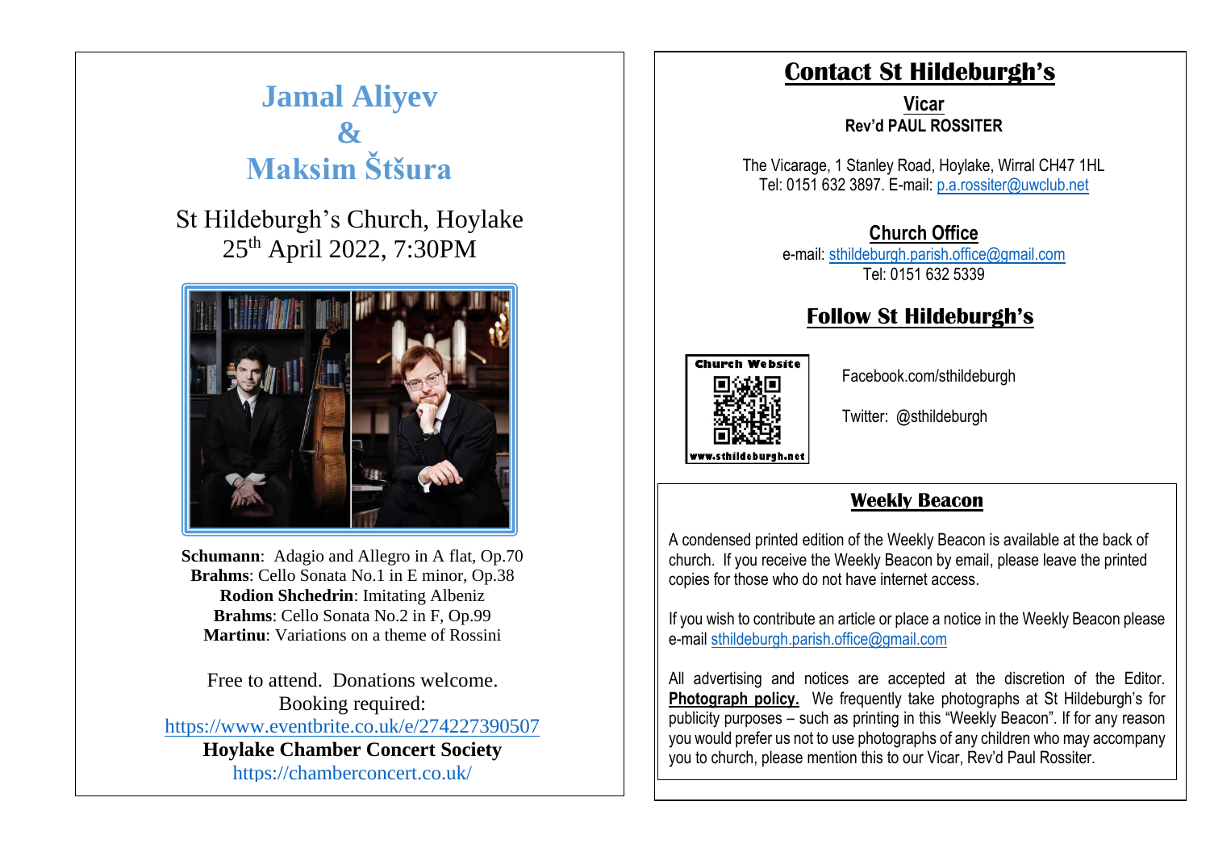# Jamal Aliyev & Maksim Štšura

St Hildeburgh's Church, Hoylake
25th April 2022, 7:30PM

**Schumann**: Adagio and Allegro in A flat, Op.70
**Brahms**: Cello Sonata No.1 in E minor, Op.38
**Rodion Shchedrin**: Imitating Albeniz
**Brahms**: Cello Sonata No.2 in F, Op.99
**Martinu**: Variations on a theme of Rossini

Free to attend. Donations welcome.
Booking required:
https://www.eventbrite.co.uk/e/274227390507
**Hoylake Chamber Concert Society**
https://chamberconcert.co.uk/

## Contact St Hildeburgh's

**Vicar**
**Rev'd PAUL ROSSITER**

The Vicarage, 1 Stanley Road, Hoylake, Wirral CH47 1HL
Tel: 0151 632 3897. E-mail: p.a.rossiter@uwclub.net

**Church Office**
e-mail: sthildeburgh.parish.office@gmail.com
Tel: 0151 632 5339

## Follow St Hildeburgh's

Church Website
www.sthildeburgh.net

Facebook.com/sthildeburgh

Twitter: @sthildeburgh

## Weekly Beacon

A condensed printed edition of the Weekly Beacon is available at the back of church. If you receive the Weekly Beacon by email, please leave the printed copies for those who do not have internet access.

If you wish to contribute an article or place a notice in the Weekly Beacon please e-mail sthildeburgh.parish.office@gmail.com

All advertising and notices are accepted at the discretion of the Editor. **Photograph policy.** We frequently take photographs at St Hildeburgh's for publicity purposes – such as printing in this "Weekly Beacon". If for any reason you would prefer us not to use photographs of any children who may accompany you to church, please mention this to our Vicar, Rev'd Paul Rossiter.